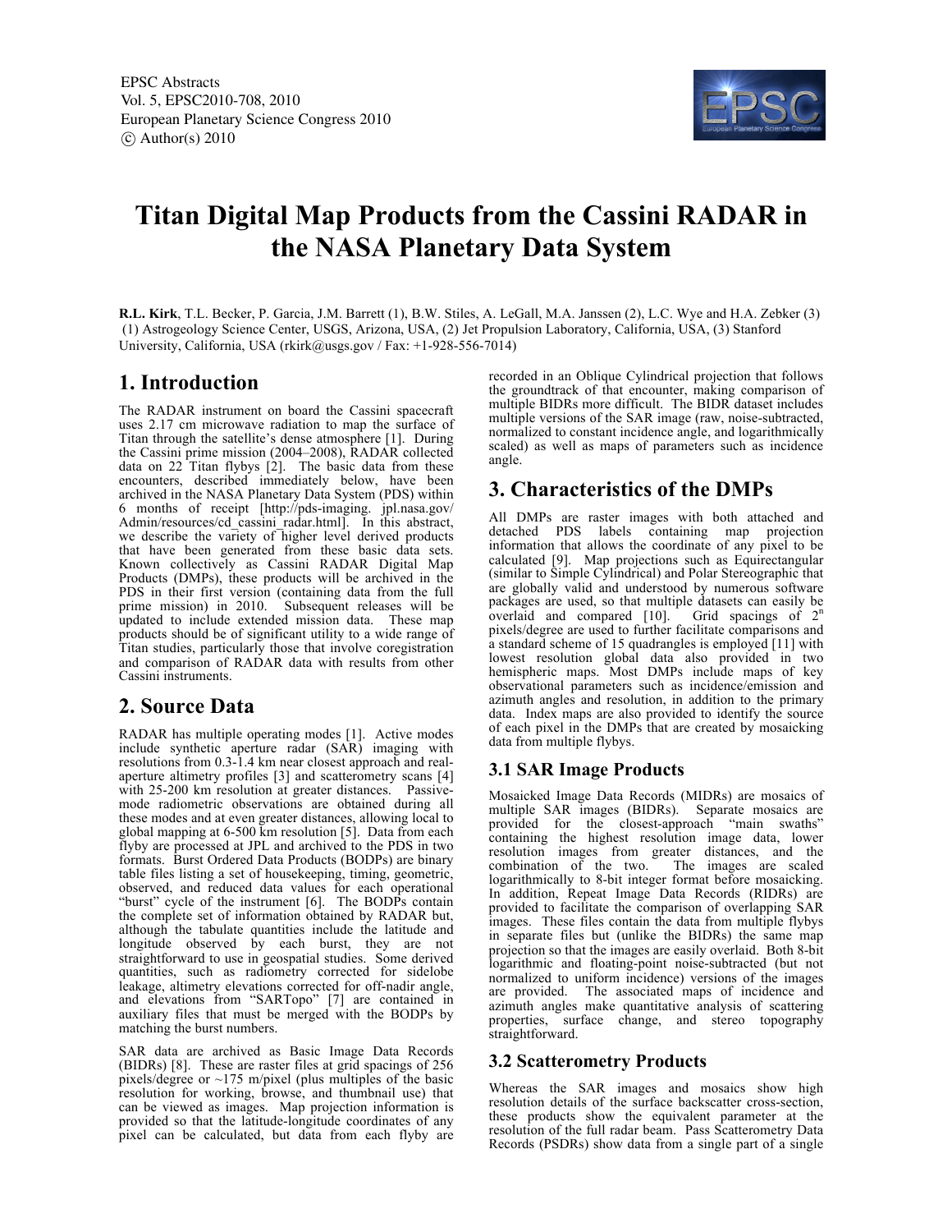# Titan Digital Map Products from the Cassini RADAR in the NASA Planetary Data System

**R.L. Kirk**, T.L. Becker, P. Garcia, J.M. Barrett (1), B.W. Stiles, A. LeGall, M.A. Janssen (2), L.C. Wye and H.A. Zebker (3) (1) Astrogeology Science Center, USGS, Arizona, USA, (2) Jet Propulsion Laboratory, California, USA, (3) Stanford University, California, USA (rkirk@usgs.gov / Fax: +1-928-556-7014)

## 1. Introduction

The RADAR instrument on board the Cassini spacecraft uses 2.17 cm microwave radiation to map the surface of Titan through the satellite's dense atmosphere [1]. During the Cassini prime mission (2004–2008), RADAR collected data on 22 Titan flybys [2]. The basic data from these encounters, described immediately below, have been archived in the NASA Planetary Data System (PDS) within 6 months of receipt [http://pds-imaging. jpl.nasa.gov/ Admin/resources/cd_cassini_radar.html]. In this abstract, we describe the variety of higher level derived products that have been generated from these basic data sets. Known collectively as Cassini RADAR Digital Map Products (DMPs), these products will be archived in the PDS in their first version (containing data from the full prime mission) in 2010. Subsequent releases will be updated to include extended mission data. These map products should be of significant utility to a wide range of Titan studies, particularly those that involve coregistration and comparison of RADAR data with results from other Cassini instruments.

## 2. Source Data

RADAR has multiple operating modes [1]. Active modes include synthetic aperture radar (SAR) imaging with resolutions from 0.3-1.4 km near closest approach and real-aperture altimetry profiles [3] and scatterometry scans [4] with 25-200 km resolution at greater distances. Passive-mode radiometric observations are obtained during all these modes and at even greater distances, allowing local to global mapping at 6-500 km resolution [5]. Data from each flyby are processed at JPL and archived to the PDS in two formats. Burst Ordered Data Products (BODPs) are binary table files listing a set of housekeeping, timing, geometric, observed, and reduced data values for each operational "burst" cycle of the instrument [6]. The BODPs contain the complete set of information obtained by RADAR but, although the tabulate quantities include the latitude and longitude observed by each burst, they are not straightforward to use in geospatial studies. Some derived quantities, such as radiometry corrected for sidelobe leakage, altimetry elevations corrected for off-nadir angle, and elevations from "SARTopo" [7] are contained in auxiliary files that must be merged with the BODPs by matching the burst numbers.

SAR data are archived as Basic Image Data Records (BIDRs) [8]. These are raster files at grid spacings of 256 pixels/degree or ~175 m/pixel (plus multiples of the basic resolution for working, browse, and thumbnail use) that can be viewed as images. Map projection information is provided so that the latitude-longitude coordinates of any pixel can be calculated, but data from each flyby are recorded in an Oblique Cylindrical projection that follows the groundtrack of that encounter, making comparison of multiple BIDRs more difficult. The BIDR dataset includes multiple versions of the SAR image (raw, noise-subtracted, normalized to constant incidence angle, and logarithmically scaled) as well as maps of parameters such as incidence angle.

## 3. Characteristics of the DMPs

All DMPs are raster images with both attached and detached PDS labels containing map projection information that allows the coordinate of any pixel to be calculated [9]. Map projections such as Equirectangular (similar to Simple Cylindrical) and Polar Stereographic that are globally valid and understood by numerous software packages are used, so that multiple datasets can easily be overlaid and compared [10]. Grid spacings of $2^n$ pixels/degree are used to further facilitate comparisons and a standard scheme of 15 quadrangles is employed [11] with lowest resolution global data also provided in two hemispheric maps. Most DMPs include maps of key observational parameters such as incidence/emission and azimuth angles and resolution, in addition to the primary data. Index maps are also provided to identify the source of each pixel in the DMPs that are created by mosaicking data from multiple flybys.

### 3.1 SAR Image Products

Mosaicked Image Data Records (MIDRs) are mosaics of multiple SAR images (BIDRs). Separate mosaics are provided for the closest-approach "main swaths" containing the highest resolution image data, lower resolution images from greater distances, and the combination of the two. The images are scaled logarithmically to 8-bit integer format before mosaicking. In addition, Repeat Image Data Records (RIDRs) are provided to facilitate the comparison of overlapping SAR images. These files contain the data from multiple flybys in separate files but (unlike the BIDRs) the same map projection so that the images are easily overlaid. Both 8-bit logarithmic and floating-point noise-subtracted (but not normalized to uniform incidence) versions of the images are provided. The associated maps of incidence and azimuth angles make quantitative analysis of scattering properties, surface change, and stereo topography straightforward.

### 3.2 Scatterometry Products

Whereas the SAR images and mosaics show high resolution details of the surface backscatter cross-section, these products show the equivalent parameter at the resolution of the full radar beam. Pass Scatterometry Data Records (PSDRs) show data from a single part of a single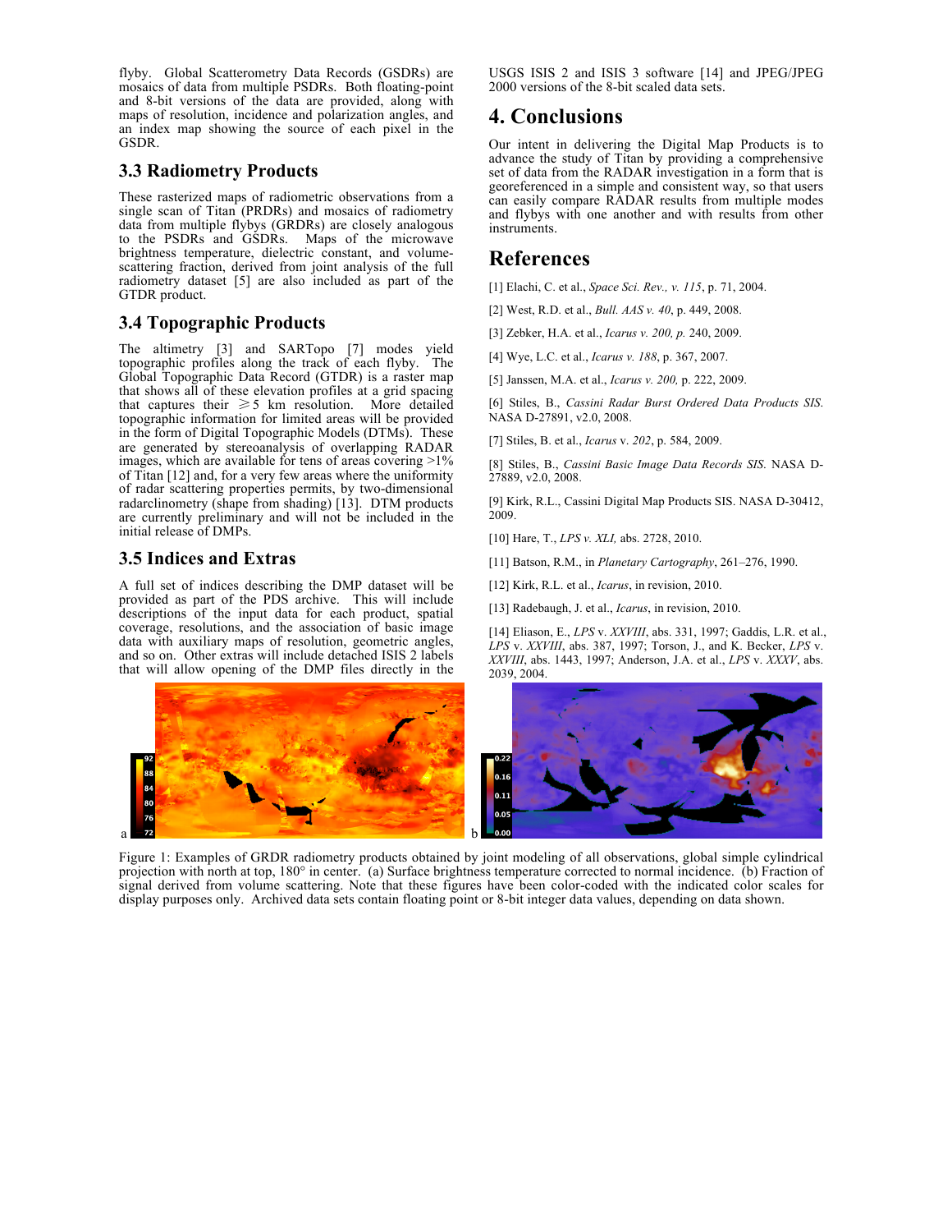flyby. Global Scatterometry Data Records (GSDRs) are mosaics of data from multiple PSDRs. Both floating-point and 8-bit versions of the data are provided, along with maps of resolution, incidence and polarization angles, and an index map showing the source of each pixel in the GSDR.

### 3.3 Radiometry Products

These rasterized maps of radiometric observations from a single scan of Titan (PRDRs) and mosaics of radiometry data from multiple flybys (GRDRs) are closely analogous to the PSDRs and GSDRs. Maps of the microwave brightness temperature, dielectric constant, and volume-scattering fraction, derived from joint analysis of the full radiometry dataset [5] are also included as part of the GTDR product.

### 3.4 Topographic Products

The altimetry [3] and SARTopo [7] modes yield topographic profiles along the track of each flyby. The Global Topographic Data Record (GTDR) is a raster map that shows all of these elevation profiles at a grid spacing that captures their $\geqslant 5$ km resolution. More detailed topographic information for limited areas will be provided in the form of Digital Topographic Models (DTMs). These are generated by stereoanalysis of overlapping RADAR images, which are available for tens of areas covering >1% of Titan [12] and, for a very few areas where the uniformity of radar scattering properties permits, by two-dimensional radarclinometry (shape from shading) [13]. DTM products are currently preliminary and will not be included in the initial release of DMPs.

### 3.5 Indices and Extras

A full set of indices describing the DMP dataset will be provided as part of the PDS archive. This will include descriptions of the input data for each product, spatial coverage, resolutions, and the association of basic image data with auxiliary maps of resolution, geometric angles, and so on. Other extras will include detached ISIS 2 labels that will allow opening of the DMP files directly in the USGS ISIS 2 and ISIS 3 software [14] and JPEG/JPEG 2000 versions of the 8-bit scaled data sets.

## 4. Conclusions

Our intent in delivering the Digital Map Products is to advance the study of Titan by providing a comprehensive set of data from the RADAR investigation in a form that is georeferenced in a simple and consistent way, so that users can easily compare RADAR results from multiple modes and flybys with one another and with results from other instruments.

## References

[1] Elachi, C. et al., *Space Sci. Rev., v. 115*, p. 71, 2004.

[2] West, R.D. et al., *Bull. AAS v. 40*, p. 449, 2008.

[3] Zebker, H.A. et al., *Icarus v. 200, p.* 240, 2009.

[4] Wye, L.C. et al., *Icarus v. 188*, p. 367, 2007.

[5] Janssen, M.A. et al., *Icarus v. 200*, p. 222, 2009.

[6] Stiles, B., *Cassini Radar Burst Ordered Data Products SIS*. NASA D-27891, v2.0, 2008.

[7] Stiles, B. et al., *Icarus* v. *202*, p. 584, 2009.

[8] Stiles, B., *Cassini Basic Image Data Records SIS*. NASA D-27889, v2.0, 2008.

[9] Kirk, R.L., Cassini Digital Map Products SIS. NASA D-30412, 2009.

[10] Hare, T., *LPS v. XLI,* abs. 2728, 2010.

[11] Batson, R.M., in *Planetary Cartography*, 261–276, 1990.

[12] Kirk, R.L. et al., *Icarus*, in revision, 2010.

[13] Radebaugh, J. et al., *Icarus*, in revision, 2010.

[14] Eliason, E., *LPS* v. *XXVIII*, abs. 331, 1997; Gaddis, L.R. et al., *LPS* v. *XXVIII*, abs. 387, 1997; Torson, J., and K. Becker, *LPS* v. *XXVIII*, abs. 1443, 1997; Anderson, J.A. et al., *LPS* v. *XXXV*, abs. 2039, 2004.

a
92
88
84
80
76
72

b
0.22
0.16
0.11
0.05
0.00

Figure 1: Examples of GRDR radiometry products obtained by joint modeling of all observations, global simple cylindrical projection with north at top, 180° in center. (a) Surface brightness temperature corrected to normal incidence. (b) Fraction of signal derived from volume scattering. Note that these figures have been color-coded with the indicated color scales for display purposes only. Archived data sets contain floating point or 8-bit integer data values, depending on data shown.